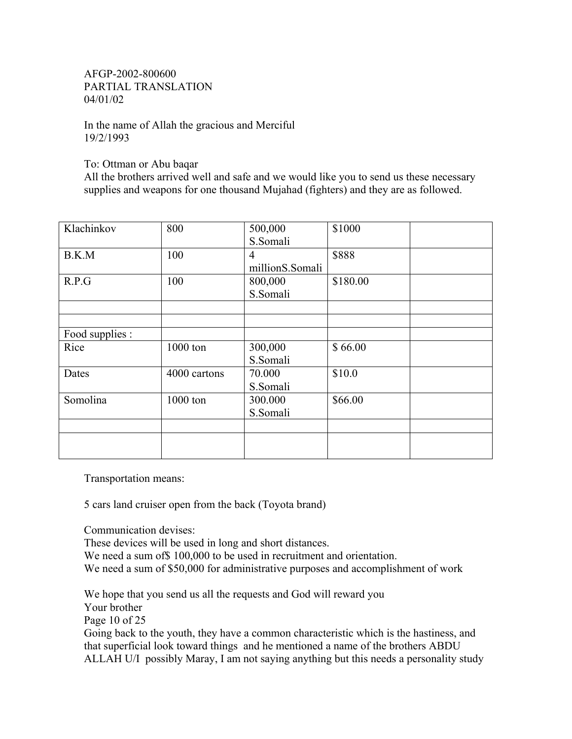AFGP-2002-800600
PARTIAL TRANSLATION
04/01/02

In the name of Allah the gracious and Merciful
19/2/1993

To: Ottman or Abu baqar
All the brothers arrived well and safe and we would like you to send us these necessary supplies and weapons for one thousand Mujahad (fighters) and they are as followed.

| | | | | |
|---|---|---|---|---|
| Klachinkov | 800 | 500,000 S.Somali | $1000 | |
| B.K.M | 100 | 4 millionS.Somali | $888 | |
| R.P.G | 100 | 800,000 S.Somali | $180.00 | |
| | | | | |
| | | | | |
| Food supplies : | | | | |
| Rice | 1000 ton | 300,000 S.Somali | $ 66.00 | |
| Dates | 4000 cartons | 70.000 S.Somali | $10.0 | |
| Somolina | 1000 ton | 300.000 S.Somali | $66.00 | |
| | | | | |
| | | | | |

Transportation means:

5 cars land cruiser open from the back (Toyota brand)

Communication devises:
These devices will be used in long and short distances.
We need a sum of$ 100,000 to be used in recruitment and orientation.
We need a sum of $50,000 for administrative purposes and accomplishment of work

We hope that you send us all the requests and God will reward you
Your brother
Page 10 of 25
Going back to the youth, they have a common characteristic which is the hastiness, and that superficial look toward things and he mentioned a name of the brothers ABDU ALLAH U/I possibly Maray, I am not saying anything but this needs a personality study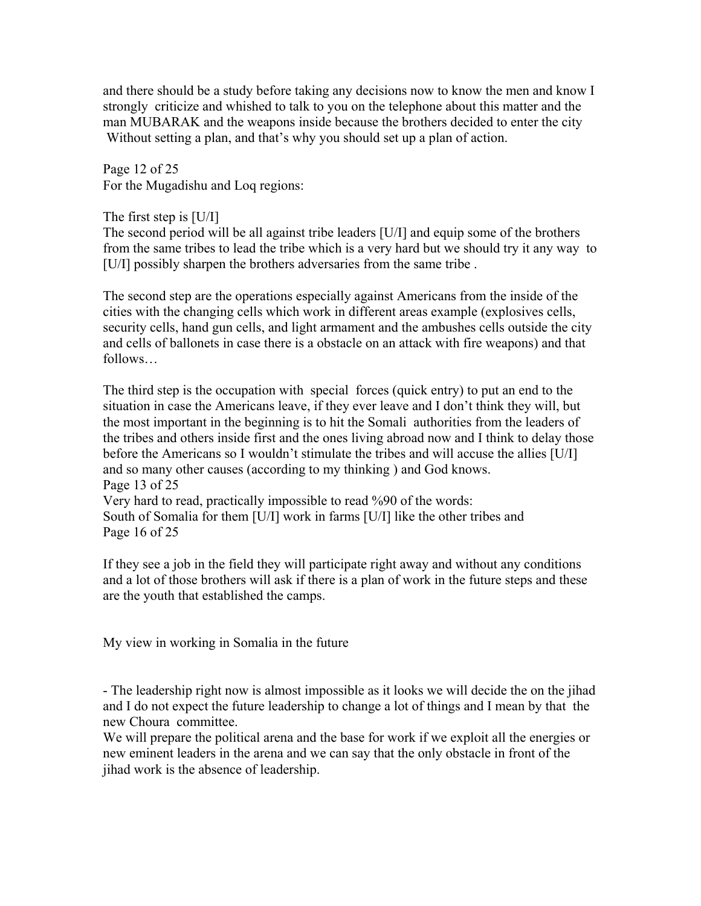and there should be a study before taking any decisions now to know the men and know I strongly criticize and whished to talk to you on the telephone about this matter and the man MUBARAK and the weapons inside because the brothers decided to enter the city Without setting a plan, and that's why you should set up a plan of action.

Page 12 of 25
For the Mugadishu and Loq regions:

The first step is [U/I]
The second period will be all against tribe leaders [U/I] and equip some of the brothers from the same tribes to lead the tribe which is a very hard but we should try it any way to [U/I] possibly sharpen the brothers adversaries from the same tribe .

The second step are the operations especially against Americans from the inside of the cities with the changing cells which work in different areas example (explosives cells, security cells, hand gun cells, and light armament and the ambushes cells outside the city and cells of ballonets in case there is a obstacle on an attack with fire weapons) and that follows…

The third step is the occupation with special forces (quick entry) to put an end to the situation in case the Americans leave, if they ever leave and I don't think they will, but the most important in the beginning is to hit the Somali authorities from the leaders of the tribes and others inside first and the ones living abroad now and I think to delay those before the Americans so I wouldn't stimulate the tribes and will accuse the allies [U/I] and so many other causes (according to my thinking ) and God knows.
Page 13 of 25
Very hard to read, practically impossible to read %90 of the words:
South of Somalia for them [U/I] work in farms [U/I] like the other tribes and
Page 16 of 25

If they see a job in the field they will participate right away and without any conditions and a lot of those brothers will ask if there is a plan of work in the future steps and these are the youth that established the camps.

My view in working in Somalia in the future

- The leadership right now is almost impossible as it looks we will decide the on the jihad and I do not expect the future leadership to change a lot of things and I mean by that the new Choura committee.

We will prepare the political arena and the base for work if we exploit all the energies or new eminent leaders in the arena and we can say that the only obstacle in front of the jihad work is the absence of leadership.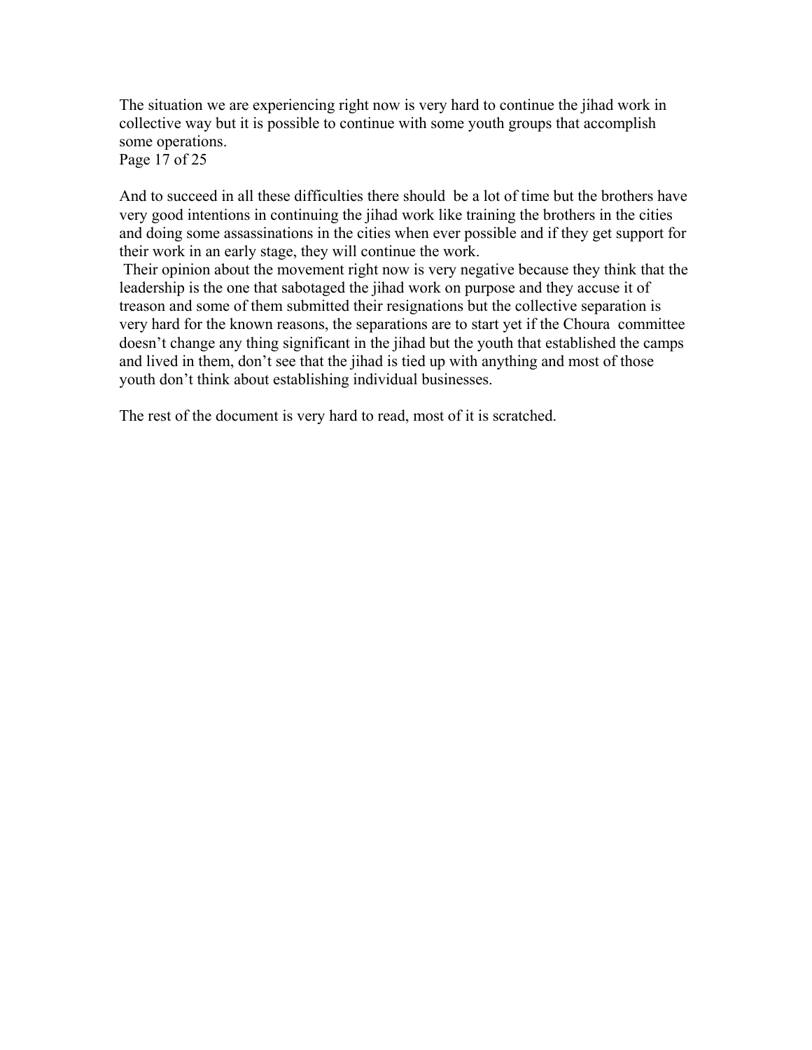The situation we are experiencing right now is very hard to continue the jihad work in collective way but it is possible to continue with some youth groups that accomplish some operations.
Page 17 of 25

And to succeed in all these difficulties there should be a lot of time but the brothers have very good intentions in continuing the jihad work like training the brothers in the cities and doing some assassinations in the cities when ever possible and if they get support for their work in an early stage, they will continue the work.
Their opinion about the movement right now is very negative because they think that the leadership is the one that sabotaged the jihad work on purpose and they accuse it of treason and some of them submitted their resignations but the collective separation is very hard for the known reasons, the separations are to start yet if the Choura committee doesn't change any thing significant in the jihad but the youth that established the camps and lived in them, don't see that the jihad is tied up with anything and most of those youth don't think about establishing individual businesses.

The rest of the document is very hard to read, most of it is scratched.